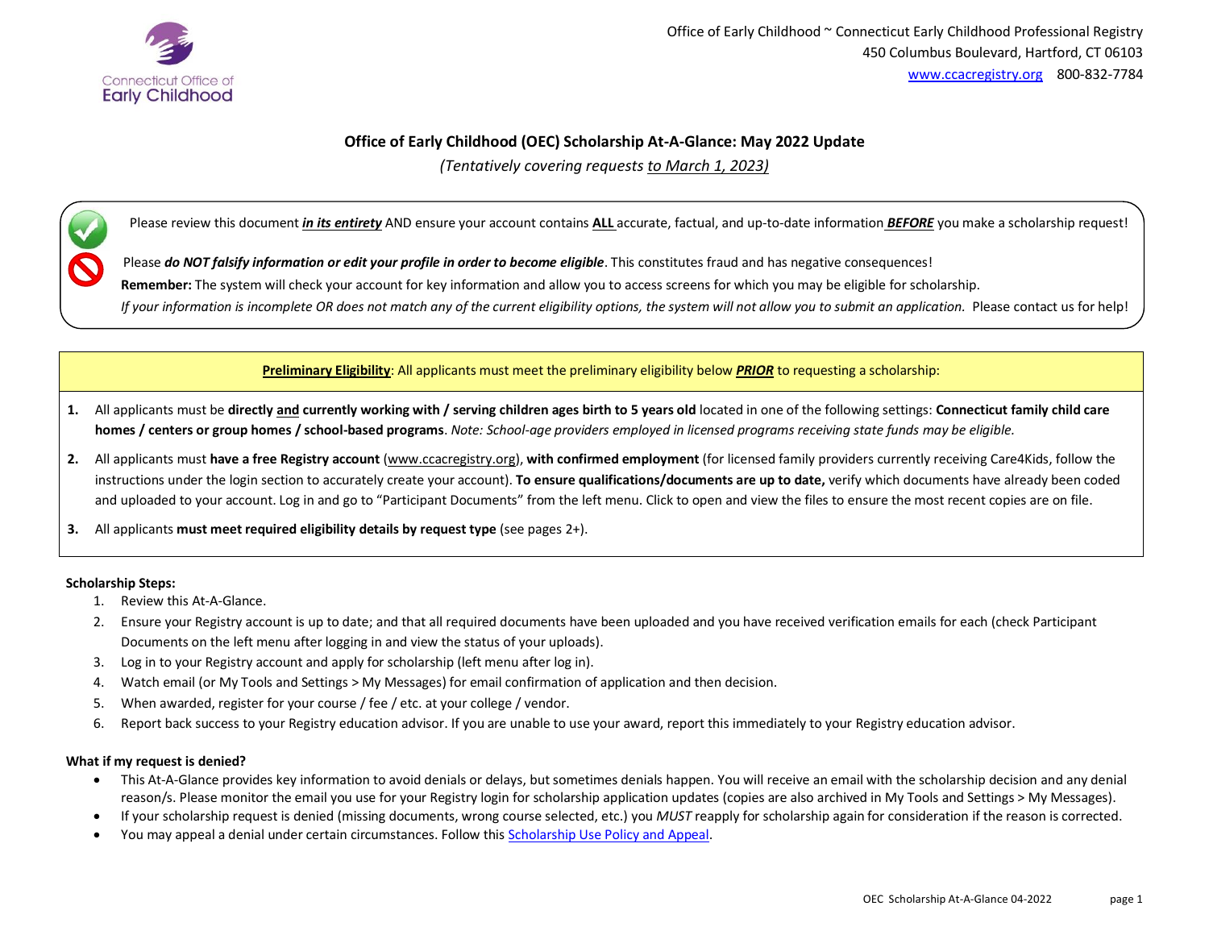Connecticut Office of Early Childhood

Office of Early Childhood ~ Connecticut Early Childhood Professional Registry
450 Columbus Boulevard, Hartford, CT 06103
www.ccacregistry.org 800-832-7784

# Office of Early Childhood (OEC) Scholarship At-A-Glance: May 2022 Update

*(Tentatively covering requests to March 1, 2023)*

Please review this document ***in its entirety*** AND ensure your account contains **ALL** accurate, factual, and up-to-date information ***BEFORE*** you make a scholarship request!

Please ***do NOT falsify information or edit your profile in order to become eligible***. This constitutes fraud and has negative consequences!

**Remember:** The system will check your account for key information and allow you to access screens for which you may be eligible for scholarship.

*If your information is incomplete OR does not match any of the current eligibility options, the system will not allow you to submit an application.* Please contact us for help!

**Preliminary Eligibility**: All applicants must meet the preliminary eligibility below ***PRIOR*** to requesting a scholarship:

1. All applicants must be **directly and currently working with / serving children ages birth to 5 years old** located in one of the following settings: **Connecticut family child care homes / centers or group homes / school-based programs**. *Note: School-age providers employed in licensed programs receiving state funds may be eligible.*
2. All applicants must **have a free Registry account** (www.ccacregistry.org), **with confirmed employment** (for licensed family providers currently receiving Care4Kids, follow the instructions under the login section to accurately create your account). **To ensure qualifications/documents are up to date,** verify which documents have already been coded and uploaded to your account. Log in and go to "Participant Documents" from the left menu. Click to open and view the files to ensure the most recent copies are on file.
3. All applicants **must meet required eligibility details by request type** (see pages 2+).

**Scholarship Steps:**

1. Review this At-A-Glance.
2. Ensure your Registry account is up to date; and that all required documents have been uploaded and you have received verification emails for each (check Participant Documents on the left menu after logging in and view the status of your uploads).
3. Log in to your Registry account and apply for scholarship (left menu after log in).
4. Watch email (or My Tools and Settings > My Messages) for email confirmation of application and then decision.
5. When awarded, register for your course / fee / etc. at your college / vendor.
6. Report back success to your Registry education advisor. If you are unable to use your award, report this immediately to your Registry education advisor.

**What if my request is denied?**

- This At-A-Glance provides key information to avoid denials or delays, but sometimes denials happen. You will receive an email with the scholarship decision and any denial reason/s. Please monitor the email you use for your Registry login for scholarship application updates (copies are also archived in My Tools and Settings > My Messages).
- If your scholarship request is denied (missing documents, wrong course selected, etc.) you *MUST* reapply for scholarship again for consideration if the reason is corrected.
- You may appeal a denial under certain circumstances. Follow this Scholarship Use Policy and Appeal.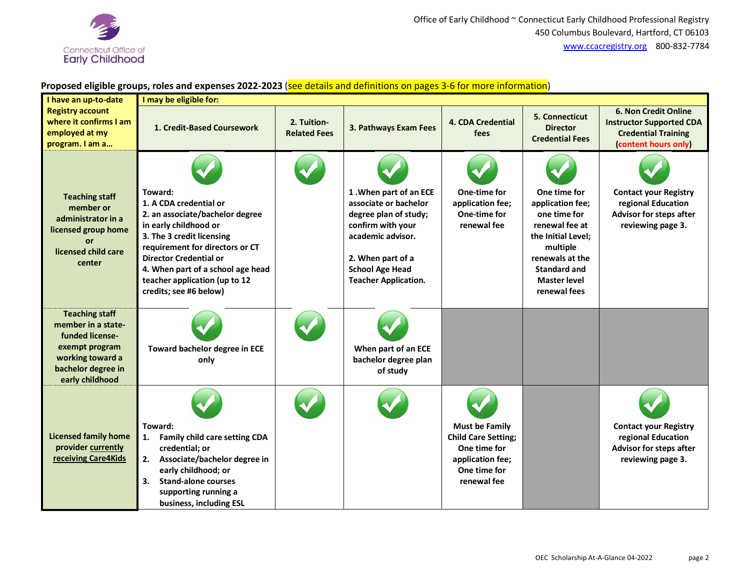Office of Early Childhood ~ Connecticut Early Childhood Professional Registry
450 Columbus Boulevard, Hartford, CT 06103
www.ccacregistry.org 800-832-7784

**Proposed eligible groups, roles and expenses 2022-2023** (see details and definitions on pages 3-6 for more information)

| I have an up-to-date Registry account where it confirms I am employed at my program. I am a… | I may be eligible for: 1. Credit-Based Coursework | 2. Tuition-Related Fees | 3. Pathways Exam Fees | 4. CDA Credential fees | 5. Connecticut Director Credential Fees | 6. Non Credit Online Instructor Supported CDA Credential Training (content hours only) |
|---|---|---|---|---|---|---|
| Teaching staff member or administrator in a licensed group home or licensed child care center | ✓ Toward: 1. A CDA credential or 2. an associate/bachelor degree in early childhood or 3. The 3 credit licensing requirement for directors or CT Director Credential or 4. When part of a school age head teacher application (up to 12 credits; see #6 below) | ✓ | ✓ 1 .When part of an ECE associate or bachelor degree plan of study; confirm with your academic advisor. 2. When part of a School Age Head Teacher Application. | ✓ One-time for application fee; One-time for renewal fee | ✓ One time for application fee; one time for renewal fee at the Initial Level; multiple renewals at the Standard and Master level renewal fees | ✓ Contact your Registry regional Education Advisor for steps after reviewing page 3. |
| Teaching staff member in a state-funded license-exempt program working toward a bachelor degree in early childhood | ✓ Toward bachelor degree in ECE only | ✓ | ✓ When part of an ECE bachelor degree plan of study | | | |
| Licensed family home provider currently receiving Care4Kids | ✓ Toward: 1. Family child care setting CDA credential; or 2. Associate/bachelor degree in early childhood; or 3. Stand-alone courses supporting running a business, including ESL | ✓ | ✓ | ✓ Must be Family Child Care Setting; One time for application fee; One time for renewal fee | | ✓ Contact your Registry regional Education Advisor for steps after reviewing page 3. |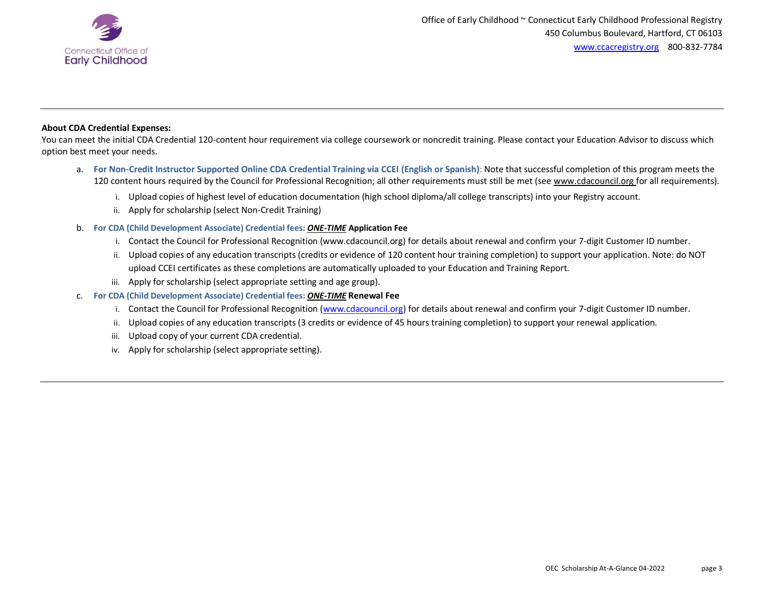**About CDA Credential Expenses:**

You can meet the initial CDA Credential 120-content hour requirement via college coursework or noncredit training. Please contact your Education Advisor to discuss which option best meet your needs.

a. **For Non-Credit Instructor Supported Online CDA Credential Training via CCEI (English or Spanish)**: Note that successful completion of this program meets the 120 content hours required by the Council for Professional Recognition; all other requirements must still be met (see www.cdacouncil.org for all requirements).

   i. Upload copies of highest level of education documentation (high school diploma/all college transcripts) into your Registry account.

   ii. Apply for scholarship (select Non-Credit Training)

b. **For CDA (Child Development Associate) Credential fees: _ONE-TIME_ Application Fee**

   i. Contact the Council for Professional Recognition (www.cdacouncil.org) for details about renewal and confirm your 7-digit Customer ID number.

   ii. Upload copies of any education transcripts (credits or evidence of 120 content hour training completion) to support your application. Note: do NOT upload CCEI certificates as these completions are automatically uploaded to your Education and Training Report.

   iii. Apply for scholarship (select appropriate setting and age group).

c. **For CDA (Child Development Associate) Credential fees: _ONE-TIME_ Renewal Fee**

   i. Contact the Council for Professional Recognition (www.cdacouncil.org) for details about renewal and confirm your 7-digit Customer ID number.

   ii. Upload copies of any education transcripts (3 credits or evidence of 45 hours training completion) to support your renewal application.

   iii. Upload copy of your current CDA credential.

   iv. Apply for scholarship (select appropriate setting).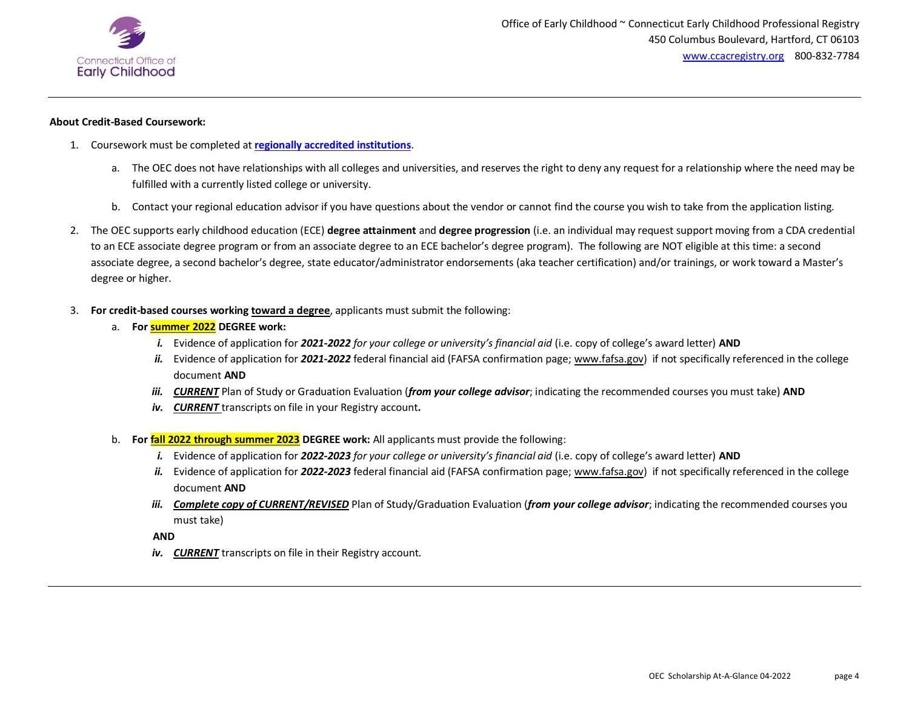**About Credit-Based Coursework:**

1. Coursework must be completed at **regionally accredited institutions**.
   a. The OEC does not have relationships with all colleges and universities, and reserves the right to deny any request for a relationship where the need may be fulfilled with a currently listed college or university.
   b. Contact your regional education advisor if you have questions about the vendor or cannot find the course you wish to take from the application listing.
2. The OEC supports early childhood education (ECE) **degree attainment** and **degree progression** (i.e. an individual may request support moving from a CDA credential to an ECE associate degree program or from an associate degree to an ECE bachelor's degree program). The following are NOT eligible at this time: a second associate degree, a second bachelor's degree, state educator/administrator endorsements (aka teacher certification) and/or trainings, or work toward a Master's degree or higher.
3. **For credit-based courses working toward a degree**, applicants must submit the following:
   a. **For summer 2022 DEGREE work:**
      *i.* Evidence of application for ***2021-2022*** *for your college or university's financial aid* (i.e. copy of college's award letter) **AND**
      *ii.* Evidence of application for ***2021-2022*** federal financial aid (FAFSA confirmation page; www.fafsa.gov) if not specifically referenced in the college document **AND**
      *iii.* ***CURRENT*** Plan of Study or Graduation Evaluation (***from your college advisor***; indicating the recommended courses you must take) **AND**
      *iv.* ***CURRENT*** transcripts on file in your Registry account.
   b. **For fall 2022 through summer 2023 DEGREE work:** All applicants must provide the following:
      *i.* Evidence of application for ***2022-2023*** *for your college or university's financial aid* (i.e. copy of college's award letter) **AND**
      *ii.* Evidence of application for ***2022-2023*** federal financial aid (FAFSA confirmation page; www.fafsa.gov) if not specifically referenced in the college document **AND**
      *iii.* ***Complete copy of CURRENT/REVISED*** Plan of Study/Graduation Evaluation (***from your college advisor***; indicating the recommended courses you must take)

      **AND**

      *iv.* ***CURRENT*** transcripts on file in their Registry account.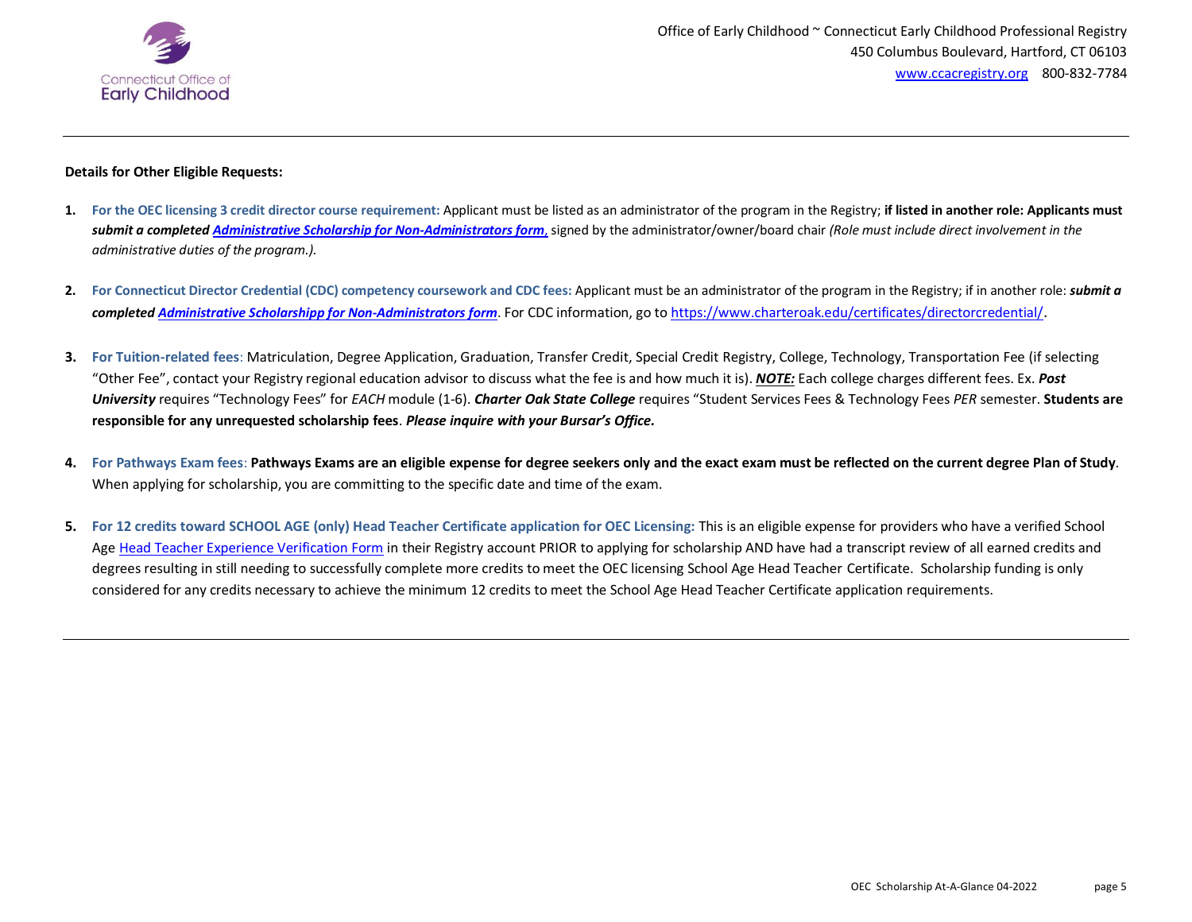**Details for Other Eligible Requests:**

1. **For the OEC licensing 3 credit director course requirement:** Applicant must be listed as an administrator of the program in the Registry; **if listed in another role: Applicants must *submit a completed Administrative Scholarship for Non-Administrators form*,** signed by the administrator/owner/board chair *(Role must include direct involvement in the administrative duties of the program.).*

2. **For Connecticut Director Credential (CDC) competency coursework and CDC fees:** Applicant must be an administrator of the program in the Registry; if in another role: ***submit a completed Administrative Scholarshipp for Non-Administrators form***. For CDC information, go to https://www.charteroak.edu/certificates/directorcredential/.

3. **For Tuition-related fees**: Matriculation, Degree Application, Graduation, Transfer Credit, Special Credit Registry, College, Technology, Transportation Fee (if selecting "Other Fee", contact your Registry regional education advisor to discuss what the fee is and how much it is). ***NOTE:*** Each college charges different fees. Ex. ***Post University*** requires "Technology Fees" for *EACH* module (1-6). ***Charter Oak State College*** requires "Student Services Fees & Technology Fees *PER* semester. **Students are responsible for any unrequested scholarship fees**. ***Please inquire with your Bursar's Office.***

4. **For Pathways Exam fees**: **Pathways Exams are an eligible expense for degree seekers only and the exact exam must be reflected on the current degree Plan of Study**. When applying for scholarship, you are committing to the specific date and time of the exam.

5. **For 12 credits toward SCHOOL AGE (only) Head Teacher Certificate application for OEC Licensing:** This is an eligible expense for providers who have a verified School Age Head Teacher Experience Verification Form in their Registry account PRIOR to applying for scholarship AND have had a transcript review of all earned credits and degrees resulting in still needing to successfully complete more credits to meet the OEC licensing School Age Head Teacher Certificate. Scholarship funding is only considered for any credits necessary to achieve the minimum 12 credits to meet the School Age Head Teacher Certificate application requirements.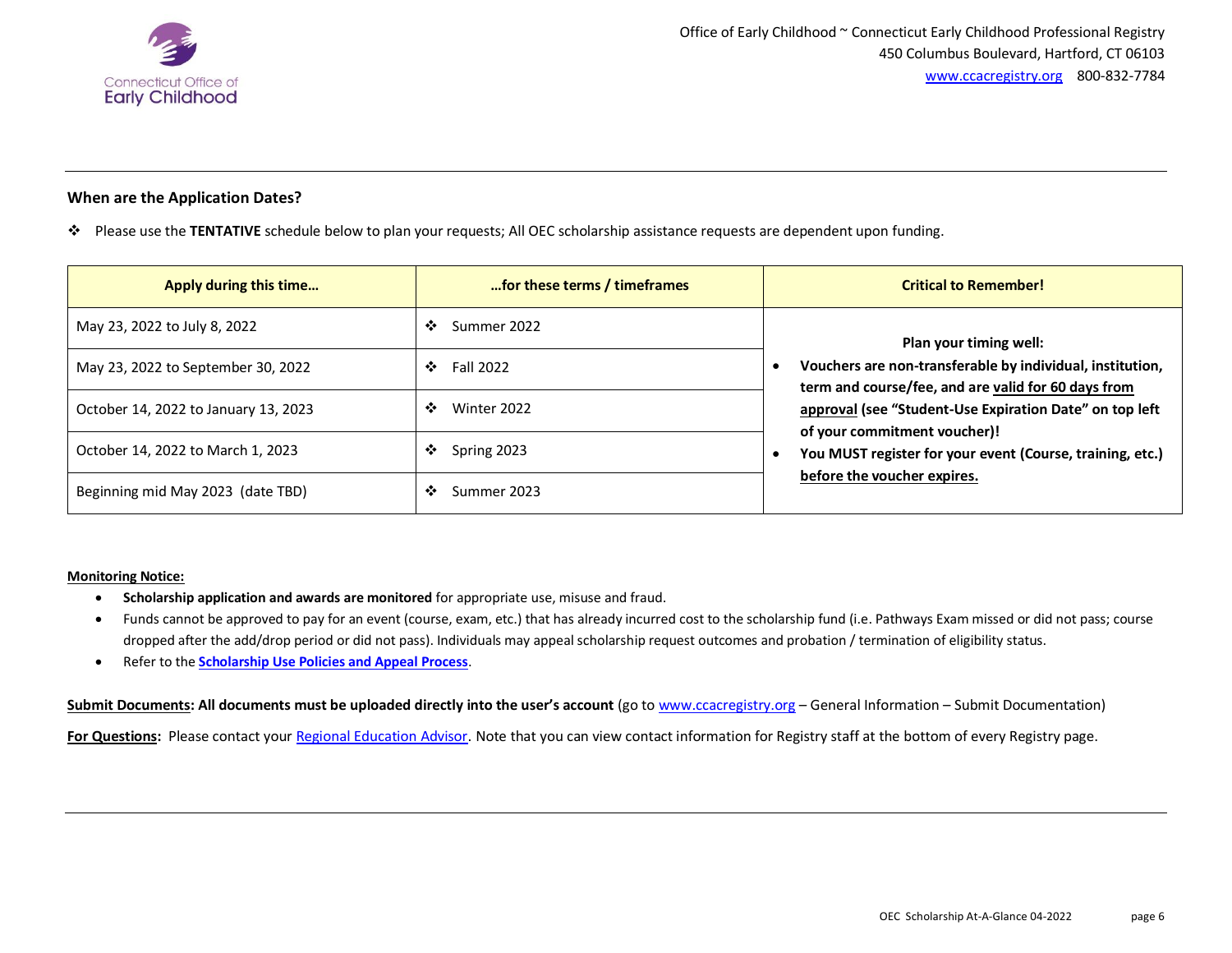## When are the Application Dates?

- Please use the **TENTATIVE** schedule below to plan your requests; All OEC scholarship assistance requests are dependent upon funding.

| Apply during this time… | …for these terms / timeframes | Critical to Remember! |
| --- | --- | --- |
| May 23, 2022 to July 8, 2022 | ❖ Summer 2022 | **Plan your timing well:** • **Vouchers are non-transferable by individual, institution, term and course/fee, and are valid for 60 days from approval (see "Student-Use Expiration Date" on top left of your commitment voucher)!** • **You MUST register for your event (Course, training, etc.) before the voucher expires.** |
| May 23, 2022 to September 30, 2022 | ❖ Fall 2022 | |
| October 14, 2022 to January 13, 2023 | ❖ Winter 2022 | |
| October 14, 2022 to March 1, 2023 | ❖ Spring 2023 | |
| Beginning mid May 2023 (date TBD) | ❖ Summer 2023 | |

**Monitoring Notice:**

- **Scholarship application and awards are monitored** for appropriate use, misuse and fraud.
- Funds cannot be approved to pay for an event (course, exam, etc.) that has already incurred cost to the scholarship fund (i.e. Pathways Exam missed or did not pass; course dropped after the add/drop period or did not pass). Individuals may appeal scholarship request outcomes and probation / termination of eligibility status.
- Refer to the **Scholarship Use Policies and Appeal Process**.

**Submit Documents: All documents must be uploaded directly into the user's account** (go to www.ccacregistry.org – General Information – Submit Documentation)

**For Questions:** Please contact your Regional Education Advisor. Note that you can view contact information for Registry staff at the bottom of every Registry page.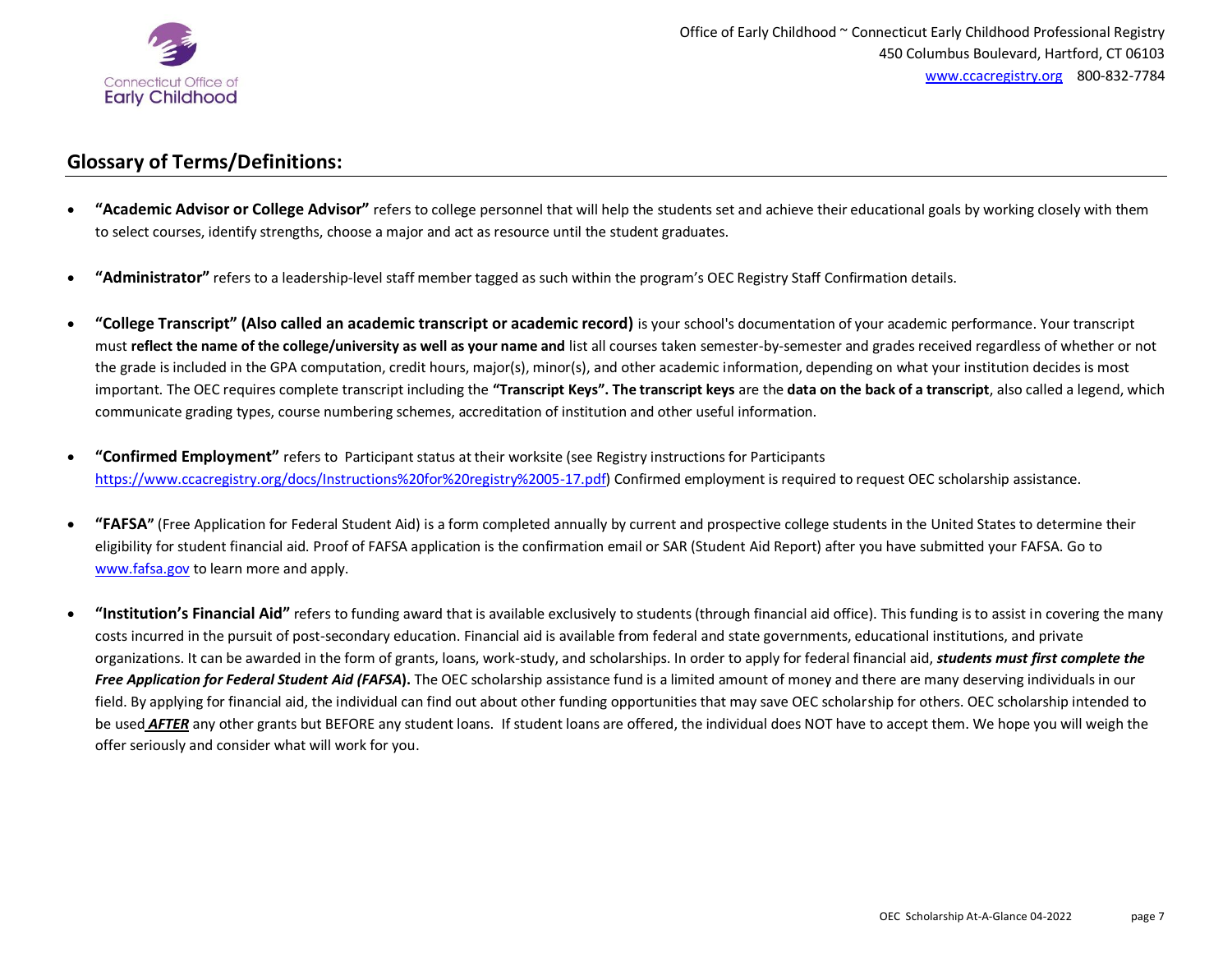## Glossary of Terms/Definitions:

- **"Academic Advisor or College Advisor"** refers to college personnel that will help the students set and achieve their educational goals by working closely with them to select courses, identify strengths, choose a major and act as resource until the student graduates.

- **"Administrator"** refers to a leadership-level staff member tagged as such within the program's OEC Registry Staff Confirmation details.

- **"College Transcript" (Also called an academic transcript or academic record)** is your school's documentation of your academic performance. Your transcript must **reflect the name of the college/university as well as your name and** list all courses taken semester-by-semester and grades received regardless of whether or not the grade is included in the GPA computation, credit hours, major(s), minor(s), and other academic information, depending on what your institution decides is most important. The OEC requires complete transcript including the **"Transcript Keys". The transcript keys** are the **data on the back of a transcript**, also called a legend, which communicate grading types, course numbering schemes, accreditation of institution and other useful information.

- **"Confirmed Employment"** refers to Participant status at their worksite (see Registry instructions for Participants https://www.ccacregistry.org/docs/Instructions%20for%20registry%2005-17.pdf) Confirmed employment is required to request OEC scholarship assistance.

- **"FAFSA"** (Free Application for Federal Student Aid) is a form completed annually by current and prospective college students in the United States to determine their eligibility for student financial aid. Proof of FAFSA application is the confirmation email or SAR (Student Aid Report) after you have submitted your FAFSA. Go to www.fafsa.gov to learn more and apply.

- **"Institution's Financial Aid"** refers to funding award that is available exclusively to students (through financial aid office). This funding is to assist in covering the many costs incurred in the pursuit of post-secondary education. Financial aid is available from federal and state governments, educational institutions, and private organizations. It can be awarded in the form of grants, loans, work-study, and scholarships. In order to apply for federal financial aid, ***students must first complete the Free Application for Federal Student Aid (FAFSA)*****.** The OEC scholarship assistance fund is a limited amount of money and there are many deserving individuals in our field. By applying for financial aid, the individual can find out about other funding opportunities that may save OEC scholarship for others. OEC scholarship intended to be used ***AFTER*** any other grants but BEFORE any student loans. If student loans are offered, the individual does NOT have to accept them. We hope you will weigh the offer seriously and consider what will work for you.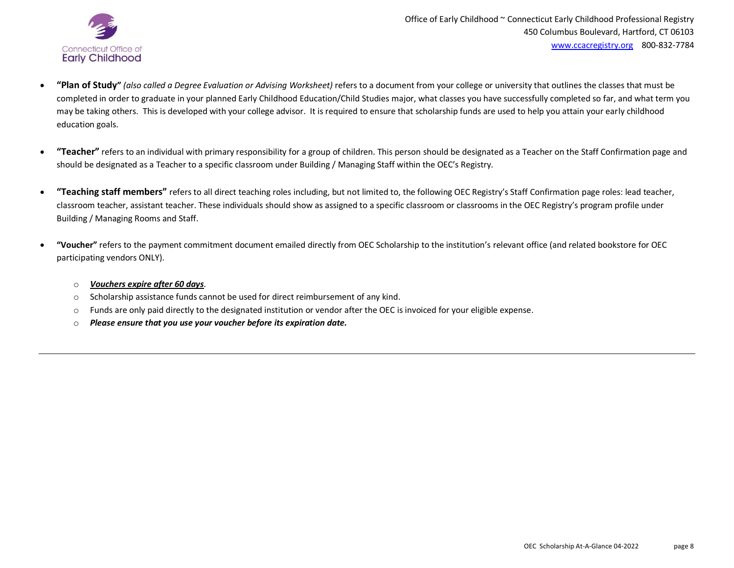- **"Plan of Study"** *(also called a Degree Evaluation or Advising Worksheet)* refers to a document from your college or university that outlines the classes that must be completed in order to graduate in your planned Early Childhood Education/Child Studies major, what classes you have successfully completed so far, and what term you may be taking others. This is developed with your college advisor. It is required to ensure that scholarship funds are used to help you attain your early childhood education goals.

- **"Teacher"** refers to an individual with primary responsibility for a group of children. This person should be designated as a Teacher on the Staff Confirmation page and should be designated as a Teacher to a specific classroom under Building / Managing Staff within the OEC's Registry.

- **"Teaching staff members"** refers to all direct teaching roles including, but not limited to, the following OEC Registry's Staff Confirmation page roles: lead teacher, classroom teacher, assistant teacher. These individuals should show as assigned to a specific classroom or classrooms in the OEC Registry's program profile under Building / Managing Rooms and Staff.

- **"Voucher"** refers to the payment commitment document emailed directly from OEC Scholarship to the institution's relevant office (and related bookstore for OEC participating vendors ONLY).

    - ***Vouchers expire after 60 days***.
    - Scholarship assistance funds cannot be used for direct reimbursement of any kind.
    - Funds are only paid directly to the designated institution or vendor after the OEC is invoiced for your eligible expense.
    - ***Please ensure that you use your voucher before its expiration date.***

---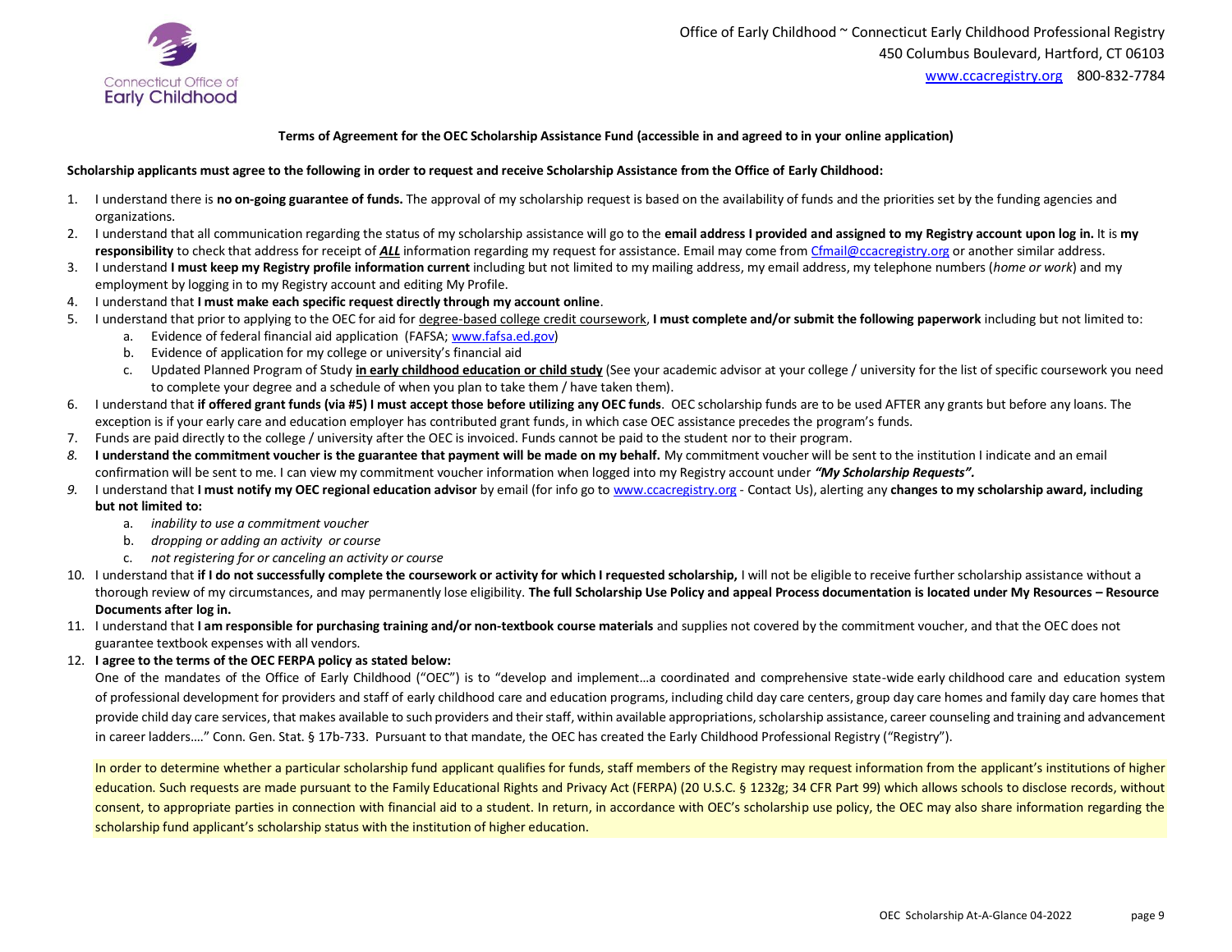Office of Early Childhood ~ Connecticut Early Childhood Professional Registry
450 Columbus Boulevard, Hartford, CT 06103
www.ccacregistry.org 800-832-7784

**Terms of Agreement for the OEC Scholarship Assistance Fund (accessible in and agreed to in your online application)**

**Scholarship applicants must agree to the following in order to request and receive Scholarship Assistance from the Office of Early Childhood:**

1. I understand there is **no on-going guarantee of funds.** The approval of my scholarship request is based on the availability of funds and the priorities set by the funding agencies and organizations.
2. I understand that all communication regarding the status of my scholarship assistance will go to the **email address I provided and assigned to my Registry account upon log in.** It is **my responsibility** to check that address for receipt of ***ALL*** information regarding my request for assistance. Email may come from Cfmail@ccacregistry.org or another similar address.
3. I understand **I must keep my Registry profile information current** including but not limited to my mailing address, my email address, my telephone numbers (*home or work*) and my employment by logging in to my Registry account and editing My Profile.
4. I understand that **I must make each specific request directly through my account online**.
5. I understand that prior to applying to the OEC for aid for degree-based college credit coursework, **I must complete and/or submit the following paperwork** including but not limited to:
   a. Evidence of federal financial aid application (FAFSA; www.fafsa.ed.gov)
   b. Evidence of application for my college or university's financial aid
   c. Updated Planned Program of Study **in early childhood education or child study** (See your academic advisor at your college / university for the list of specific coursework you need to complete your degree and a schedule of when you plan to take them / have taken them).
6. I understand that **if offered grant funds (via #5) I must accept those before utilizing any OEC funds**. OEC scholarship funds are to be used AFTER any grants but before any loans. The exception is if your early care and education employer has contributed grant funds, in which case OEC assistance precedes the program's funds.
7. Funds are paid directly to the college / university after the OEC is invoiced. Funds cannot be paid to the student nor to their program.
8. **I understand the commitment voucher is the guarantee that payment will be made on my behalf.** My commitment voucher will be sent to the institution I indicate and an email confirmation will be sent to me. I can view my commitment voucher information when logged into my Registry account under ***"My Scholarship Requests".***
9. I understand that **I must notify my OEC regional education advisor** by email (for info go to www.ccacregistry.org - Contact Us), alerting any **changes to my scholarship award, including but not limited to:**
   a. *inability to use a commitment voucher*
   b. *dropping or adding an activity or course*
   c. *not registering for or canceling an activity or course*
10. I understand that **if I do not successfully complete the coursework or activity for which I requested scholarship,** I will not be eligible to receive further scholarship assistance without a thorough review of my circumstances, and may permanently lose eligibility. **The full Scholarship Use Policy and appeal Process documentation is located under My Resources – Resource Documents after log in.**
11. I understand that **I am responsible for purchasing training and/or non-textbook course materials** and supplies not covered by the commitment voucher, and that the OEC does not guarantee textbook expenses with all vendors.
12. **I agree to the terms of the OEC FERPA policy as stated below:**

    One of the mandates of the Office of Early Childhood ("OEC") is to "develop and implement…a coordinated and comprehensive state-wide early childhood care and education system of professional development for providers and staff of early childhood care and education programs, including child day care centers, group day care homes and family day care homes that provide child day care services, that makes available to such providers and their staff, within available appropriations, scholarship assistance, career counseling and training and advancement in career ladders…." Conn. Gen. Stat. § 17b-733. Pursuant to that mandate, the OEC has created the Early Childhood Professional Registry ("Registry").

    In order to determine whether a particular scholarship fund applicant qualifies for funds, staff members of the Registry may request information from the applicant's institutions of higher education. Such requests are made pursuant to the Family Educational Rights and Privacy Act (FERPA) (20 U.S.C. § 1232g; 34 CFR Part 99) which allows schools to disclose records, without consent, to appropriate parties in connection with financial aid to a student. In return, in accordance with OEC's scholarship use policy, the OEC may also share information regarding the scholarship fund applicant's scholarship status with the institution of higher education.